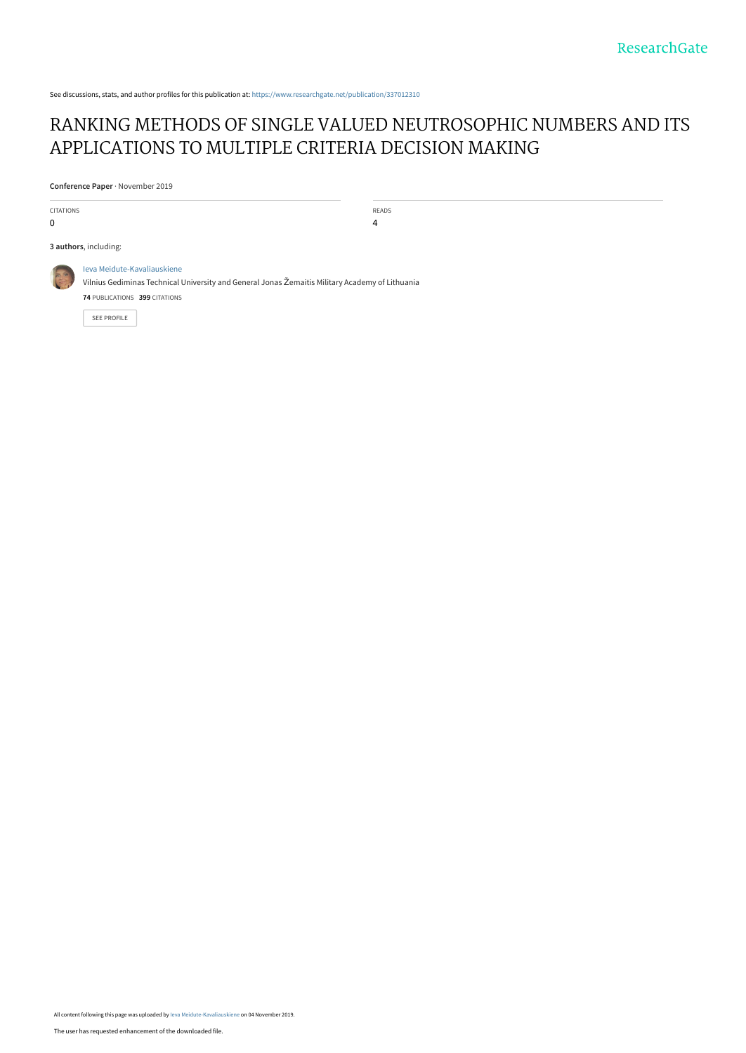See discussions, stats, and author profiles for this publication at: https://www.researchgate.net/publication/337012310

# RANKING METHODS OF SINGLE VALUED NEUTROSOPHIC NUMBERS AND ITS APPLICATIONS TO MULTIPLE CRITERIA DECISION MAKING

**Conference Paper** · November 2019

| CITATIONS | READS |
| --- | --- |
| 0 | 4 |

**3 authors**, including:

Ieva Meidute-Kavaliauskiene
Vilnius Gediminas Technical University and General Jonas Žemaitis Military Academy of Lithuania
**74** PUBLICATIONS **399** CITATIONS

SEE PROFILE

All content following this page was uploaded by Ieva Meidute-Kavaliauskiene on 04 November 2019.

The user has requested enhancement of the downloaded file.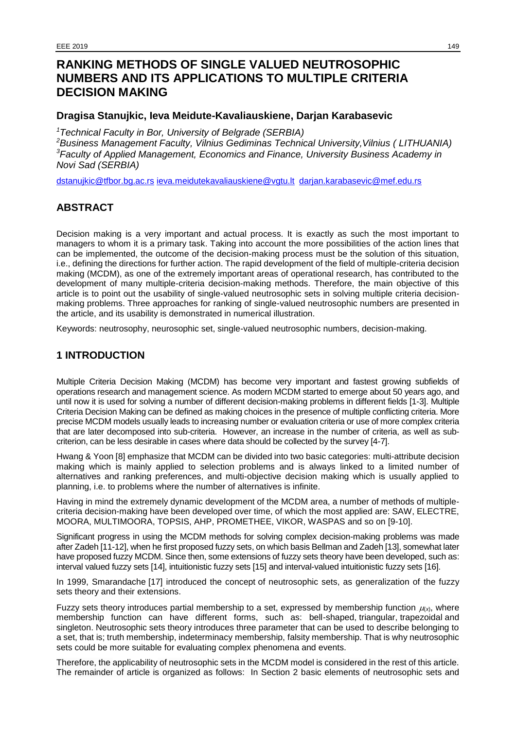# RANKING METHODS OF SINGLE VALUED NEUTROSOPHIC NUMBERS AND ITS APPLICATIONS TO MULTIPLE CRITERIA DECISION MAKING

### Dragisa Stanujkic, Ieva Meidute-Kavaliauskiene, Darjan Karabasevic

[1]*Technical Faculty in Bor, University of Belgrade (SERBIA)*
[2]*Business Management Faculty, Vilnius Gediminas Technical University,Vilnius ( LITHUANIA)*
[3]*Faculty of Applied Management, Economics and Finance, University Business Academy in Novi Sad (SERBIA)*

dstanujkic@tfbor.bg.ac.rs ieva.meidutekavaliauskiene@vgtu.lt darjan.karabasevic@mef.edu.rs

## ABSTRACT

Decision making is a very important and actual process. It is exactly as such the most important to managers to whom it is a primary task. Taking into account the more possibilities of the action lines that can be implemented, the outcome of the decision-making process must be the solution of this situation, i.e., defining the directions for further action. The rapid development of the field of multiple-criteria decision making (MCDM), as one of the extremely important areas of operational research, has contributed to the development of many multiple-criteria decision-making methods. Therefore, the main objective of this article is to point out the usability of single-valued neutrosophic sets in solving multiple criteria decision-making problems. Three approaches for ranking of single-valued neutrosophic numbers are presented in the article, and its usability is demonstrated in numerical illustration.

Keywords: neutrosophy, neurosophic set, single-valued neutrosophic numbers, decision-making.

## 1 INTRODUCTION

Multiple Criteria Decision Making (MCDM) has become very important and fastest growing subfields of operations research and management science. As modern MCDM started to emerge about 50 years ago, and until now it is used for solving a number of different decision-making problems in different fields [1-3]. Multiple Criteria Decision Making can be defined as making choices in the presence of multiple conflicting criteria. More precise MCDM models usually leads to increasing number or evaluation criteria or use of more complex criteria that are later decomposed into sub-criteria. However, an increase in the number of criteria, as well as sub-criterion, can be less desirable in cases where data should be collected by the survey [4-7].

Hwang & Yoon [8] emphasize that MCDM can be divided into two basic categories: multi-attribute decision making which is mainly applied to selection problems and is always linked to a limited number of alternatives and ranking preferences, and multi-objective decision making which is usually applied to planning, i.e. to problems where the number of alternatives is infinite.

Having in mind the extremely dynamic development of the MCDM area, a number of methods of multiple-criteria decision-making have been developed over time, of which the most applied are: SAW, ELECTRE, MOORA, MULTIMOORA, TOPSIS, AHP, PROMETHEE, VIKOR, WASPAS and so on [9-10].

Significant progress in using the MCDM methods for solving complex decision-making problems was made after Zadeh [11-12], when he first proposed fuzzy sets, on which basis Bellman and Zadeh [13], somewhat later have proposed fuzzy MCDM. Since then, some extensions of fuzzy sets theory have been developed, such as: interval valued fuzzy sets [14], intuitionistic fuzzy sets [15] and interval-valued intuitionistic fuzzy sets [16].

In 1999, Smarandache [17] introduced the concept of neutrosophic sets, as generalization of the fuzzy sets theory and their extensions.

Fuzzy sets theory introduces partial membership to a set, expressed by membership function $\mu_{(x)}$, where membership function can have different forms, such as: bell-shaped, triangular, trapezoidal and singleton. Neutrosophic sets theory introduces three parameter that can be used to describe belonging to a set, that is; truth membership, indeterminacy membership, falsity membership. That is why neutrosophic sets could be more suitable for evaluating complex phenomena and events.

Therefore, the applicability of neutrosophic sets in the MCDM model is considered in the rest of this article. The remainder of article is organized as follows: In Section 2 basic elements of neutrosophic sets and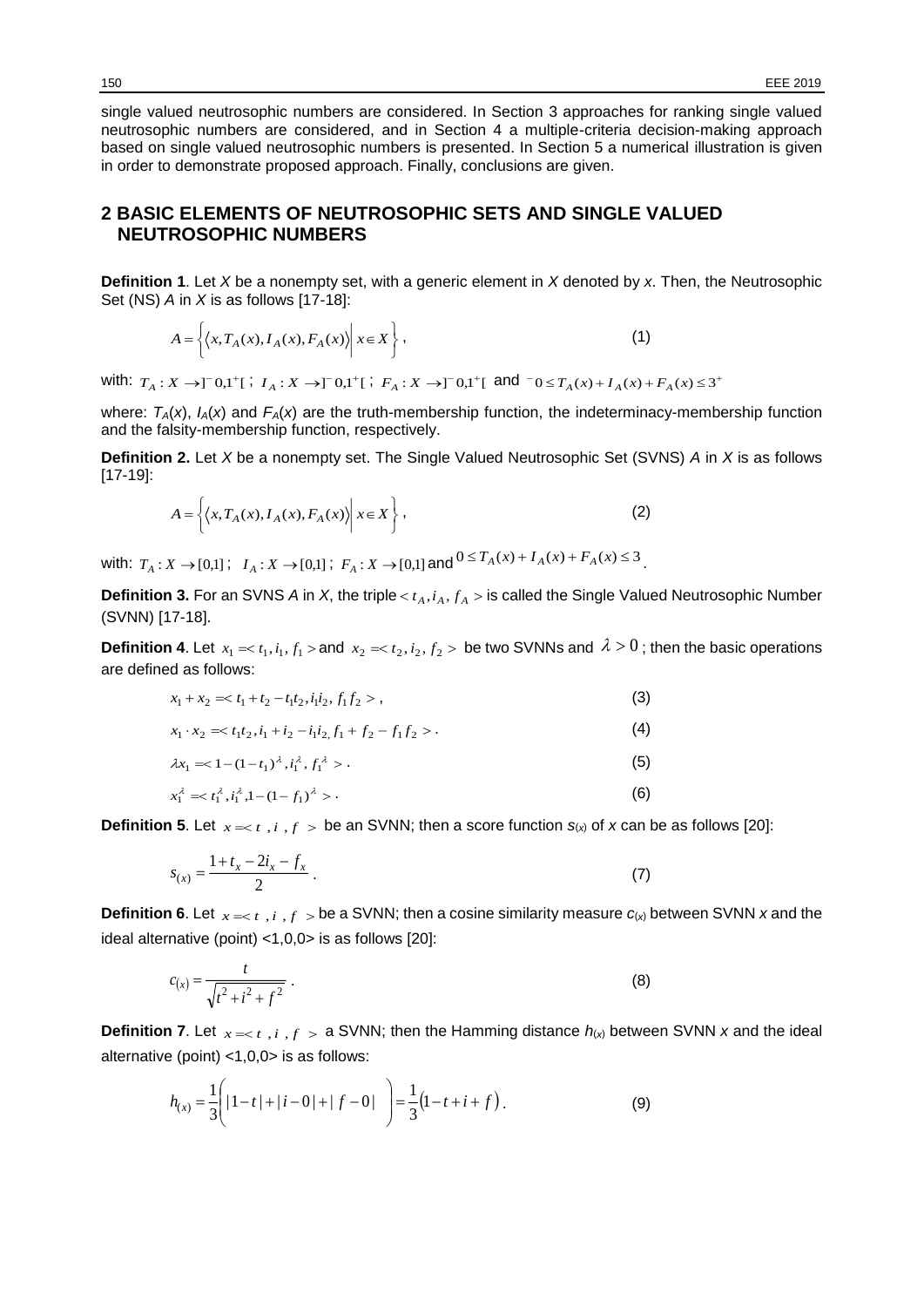single valued neutrosophic numbers are considered. In Section 3 approaches for ranking single valued neutrosophic numbers are considered, and in Section 4 a multiple-criteria decision-making approach based on single valued neutrosophic numbers is presented. In Section 5 a numerical illustration is given in order to demonstrate proposed approach. Finally, conclusions are given.

## 2 BASIC ELEMENTS OF NEUTROSOPHIC SETS AND SINGLE VALUED NEUTROSOPHIC NUMBERS

**Definition 1**. Let $X$ be a nonempty set, with a generic element in $X$ denoted by $x$. Then, the Neutrosophic Set (NS) $A$ in $X$ is as follows [17-18]:

$$A = \left\{ \left\langle x, T_A(x), I_A(x), F_A(x) \right\rangle \middle| \, x \in X \right\}, \tag{1}$$

with: $T_A : X \to ]^-0,1^+[$ ; $I_A : X \to ]^-0,1^+[$ ; $F_A : X \to ]^-0,1^+[$ and $^-0 \le T_A(x) + I_A(x) + F_A(x) \le 3^+$

where: $T_A(x)$, $I_A(x)$ and $F_A(x)$ are the truth-membership function, the indeterminacy-membership function and the falsity-membership function, respectively.

**Definition 2.** Let $X$ be a nonempty set. The Single Valued Neutrosophic Set (SVNS) $A$ in $X$ is as follows [17-19]:

$$A = \left\{ \left\langle x, T_A(x), I_A(x), F_A(x) \right\rangle \middle| \, x \in X \right\}, \tag{2}$$

with: $T_A : X \to [0,1]$ ; $I_A : X \to [0,1]$ ; $F_A : X \to [0,1]$ and $0 \le T_A(x) + I_A(x) + F_A(x) \le 3$.

**Definition 3.** For an SVNS $A$ in $X$, the triple $< t_A, i_A, f_A >$ is called the Single Valued Neutrosophic Number (SVNN) [17-18].

**Definition 4**. Let $x_1 = < t_1, i_1, f_1 >$ and $x_2 = < t_2, i_2, f_2 >$ be two SVNNs and $\lambda > 0$ ; then the basic operations are defined as follows:

$$x_1 + x_2 = < t_1 + t_2 - t_1 t_2, i_1 i_2, f_1 f_2 >, \tag{3}$$

$$x_1 \cdot x_2 = < t_1 t_2, i_1 + i_2 - i_1 i_2, f_1 + f_2 - f_1 f_2 >. \tag{4}$$

$$\lambda x_1 = < 1 - (1 - t_1)^\lambda, i_1^\lambda, f_1^\lambda >. \tag{5}$$

$$x_1^\lambda = < t_1^\lambda, i_1^\lambda, 1 - (1 - f_1)^\lambda >. \tag{6}$$

**Definition 5**. Let $x = < t, i, f >$ be an SVNN; then a score function $s_{(x)}$ of $x$ can be as follows [20]:

$$s_{(x)} = \frac{1 + t_x - 2i_x - f_x}{2}. \tag{7}$$

**Definition 6**. Let $x = < t, i, f >$ be a SVNN; then a cosine similarity measure $c_{(x)}$ between SVNN $x$ and the ideal alternative (point) <1,0,0> is as follows [20]:

$$c_{(x)} = \frac{t}{\sqrt{t^2 + i^2 + f^2}}. \tag{8}$$

**Definition 7**. Let $x = < t, i, f >$ a SVNN; then the Hamming distance $h_{(x)}$ between SVNN $x$ and the ideal alternative (point) <1,0,0> is as follows:

$$h_{(x)} = \frac{1}{3}\left( |1 - t| + |i - 0| + |f - 0| \right) = \frac{1}{3}\left(1 - t + i + f\right). \tag{9}$$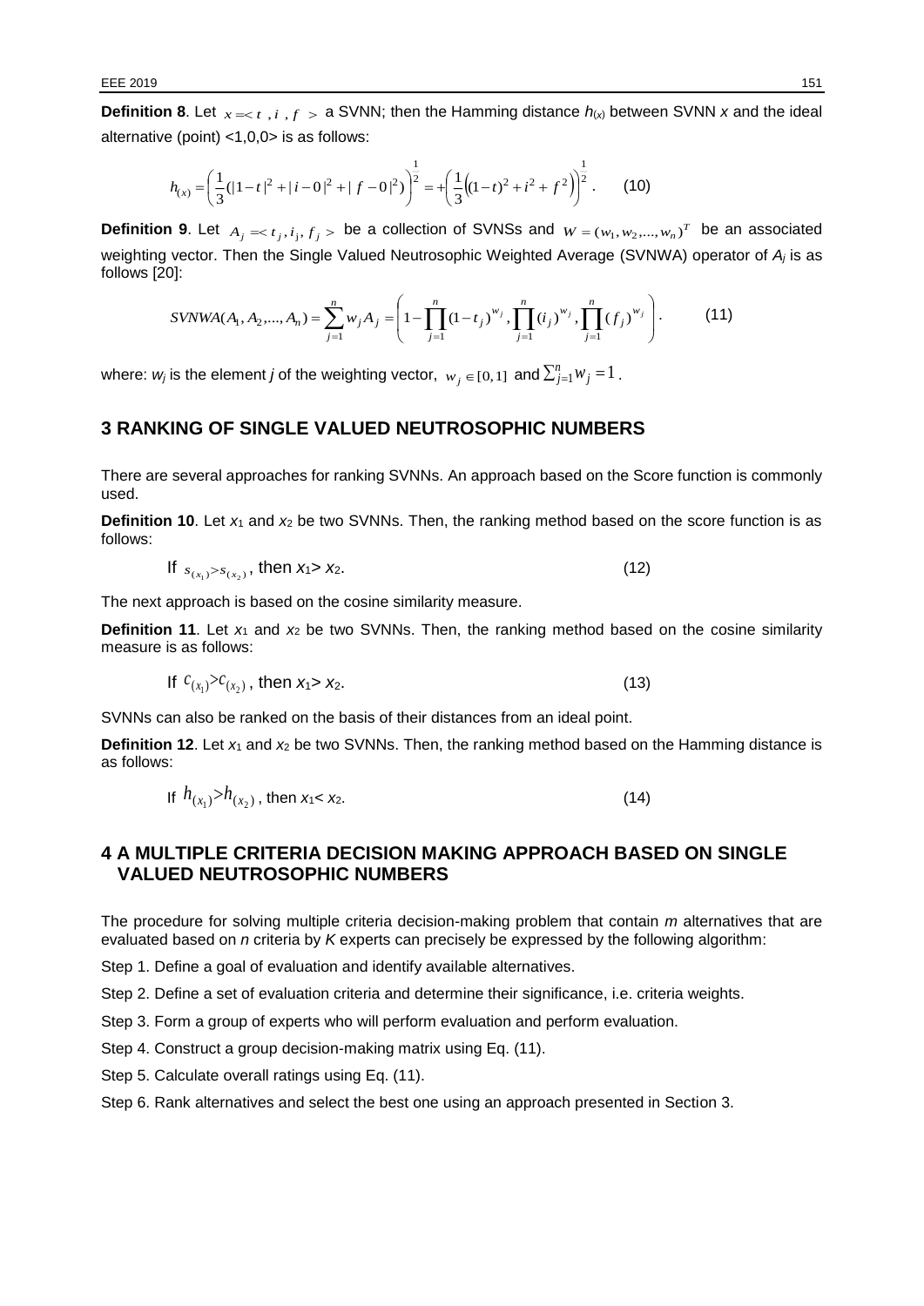**Definition 8**. Let $x = < t\ , i\ , f\ >$ a SVNN; then the Hamming distance $h_{(x)}$ between SVNN $x$ and the ideal alternative (point) <1,0,0> is as follows:

$$h_{(x)} = \left( \frac{1}{3} (|1-t|^2 + |i-0|^2 + |f-0|^2) \right)^{\frac{1}{2}} = + \left( \frac{1}{3} \left( (1-t)^2 + i^2 + f^2 \right) \right)^{\frac{1}{2}} . \qquad (10)$$

**Definition 9**. Let $A_j = < t_j, i_j, f_j >$ be a collection of SVNSs and $W = (w_1, w_2, ..., w_n)^T$ be an associated weighting vector. Then the Single Valued Neutrosophic Weighted Average (SVNWA) operator of $A_j$ is as follows [20]:

$$SVNWA(A_1, A_2, ..., A_n) = \sum_{j=1}^{n} w_j A_j = \left( 1 - \prod_{j=1}^{n} (1-t_j)^{w_j}, \prod_{j=1}^{n} (i_j)^{w_j}, \prod_{j=1}^{n} (f_j)^{w_j} \right) . \qquad (11)$$

where: $w_j$ is the element $j$ of the weighting vector, $w_j \in [0, 1]$ and $\sum_{j=1}^{n} w_j = 1$.

## 3 RANKING OF SINGLE VALUED NEUTROSOPHIC NUMBERS

There are several approaches for ranking SVNNs. An approach based on the Score function is commonly used.

**Definition 10**. Let $x_1$ and $x_2$ be two SVNNs. Then, the ranking method based on the score function is as follows:

$$\text{If } s_{(x_1)} > s_{(x_2)}, \text{ then } x_1 > x_2. \qquad (12)$$

The next approach is based on the cosine similarity measure.

**Definition 11**. Let $x_1$ and $x_2$ be two SVNNs. Then, the ranking method based on the cosine similarity measure is as follows:

$$\text{If } c_{(x_1)} > c_{(x_2)}, \text{ then } x_1 > x_2. \qquad (13)$$

SVNNs can also be ranked on the basis of their distances from an ideal point.

**Definition 12**. Let $x_1$ and $x_2$ be two SVNNs. Then, the ranking method based on the Hamming distance is as follows:

$$\text{If } h_{(x_1)} > h_{(x_2)}, \text{ then } x_1 < x_2. \qquad (14)$$

## 4 A MULTIPLE CRITERIA DECISION MAKING APPROACH BASED ON SINGLE VALUED NEUTROSOPHIC NUMBERS

The procedure for solving multiple criteria decision-making problem that contain $m$ alternatives that are evaluated based on $n$ criteria by $K$ experts can precisely be expressed by the following algorithm:

Step 1. Define a goal of evaluation and identify available alternatives.

Step 2. Define a set of evaluation criteria and determine their significance, i.e. criteria weights.

Step 3. Form a group of experts who will perform evaluation and perform evaluation.

Step 4. Construct a group decision-making matrix using Eq. (11).

Step 5. Calculate overall ratings using Eq. (11).

Step 6. Rank alternatives and select the best one using an approach presented in Section 3.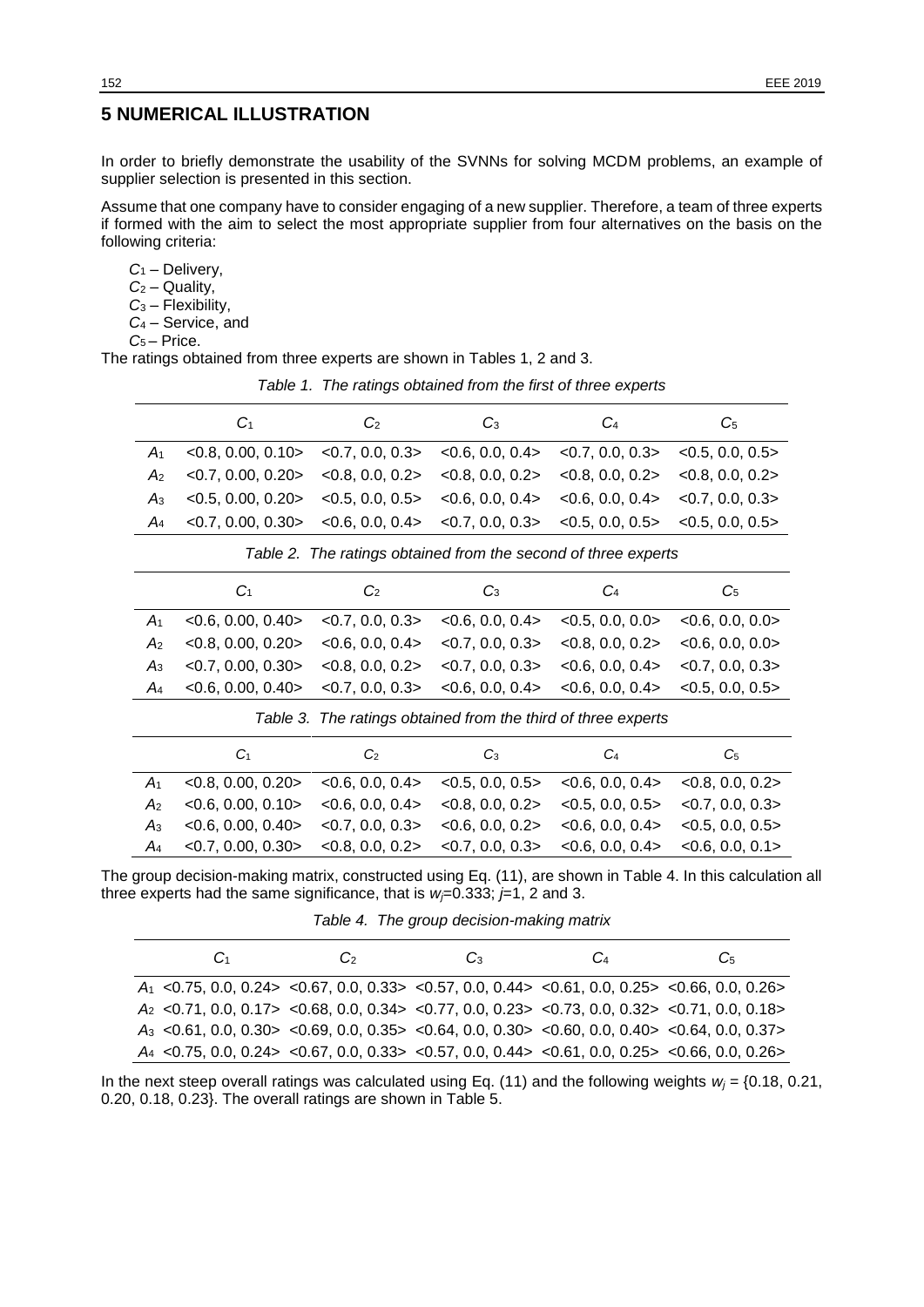# 5 NUMERICAL ILLUSTRATION

In order to briefly demonstrate the usability of the SVNNs for solving MCDM problems, an example of supplier selection is presented in this section.

Assume that one company have to consider engaging of a new supplier. Therefore, a team of three experts if formed with the aim to select the most appropriate supplier from four alternatives on the basis on the following criteria:

$C_1$ – Delivery,
$C_2$ – Quality,
$C_3$ – Flexibility,
$C_4$ – Service, and
$C_5$ – Price.

The ratings obtained from three experts are shown in Tables 1, 2 and 3.

*Table 1. The ratings obtained from the first of three experts*

| | $C_1$ | $C_2$ | $C_3$ | $C_4$ | $C_5$ |
|---|---|---|---|---|---|
| $A_1$ | <0.8, 0.00, 0.10> | <0.7, 0.0, 0.3> | <0.6, 0.0, 0.4> | <0.7, 0.0, 0.3> | <0.5, 0.0, 0.5> |
| $A_2$ | <0.7, 0.00, 0.20> | <0.8, 0.0, 0.2> | <0.8, 0.0, 0.2> | <0.8, 0.0, 0.2> | <0.8, 0.0, 0.2> |
| $A_3$ | <0.5, 0.00, 0.20> | <0.5, 0.0, 0.5> | <0.6, 0.0, 0.4> | <0.6, 0.0, 0.4> | <0.7, 0.0, 0.3> |
| $A_4$ | <0.7, 0.00, 0.30> | <0.6, 0.0, 0.4> | <0.7, 0.0, 0.3> | <0.5, 0.0, 0.5> | <0.5, 0.0, 0.5> |

*Table 2. The ratings obtained from the second of three experts*

| | $C_1$ | $C_2$ | $C_3$ | $C_4$ | $C_5$ |
|---|---|---|---|---|---|
| $A_1$ | <0.6, 0.00, 0.40> | <0.7, 0.0, 0.3> | <0.6, 0.0, 0.4> | <0.5, 0.0, 0.0> | <0.6, 0.0, 0.0> |
| $A_2$ | <0.8, 0.00, 0.20> | <0.6, 0.0, 0.4> | <0.7, 0.0, 0.3> | <0.8, 0.0, 0.2> | <0.6, 0.0, 0.0> |
| $A_3$ | <0.7, 0.00, 0.30> | <0.8, 0.0, 0.2> | <0.7, 0.0, 0.3> | <0.6, 0.0, 0.4> | <0.7, 0.0, 0.3> |
| $A_4$ | <0.6, 0.00, 0.40> | <0.7, 0.0, 0.3> | <0.6, 0.0, 0.4> | <0.6, 0.0, 0.4> | <0.5, 0.0, 0.5> |

*Table 3. The ratings obtained from the third of three experts*

| | $C_1$ | $C_2$ | $C_3$ | $C_4$ | $C_5$ |
|---|---|---|---|---|---|
| $A_1$ | <0.8, 0.00, 0.20> | <0.6, 0.0, 0.4> | <0.5, 0.0, 0.5> | <0.6, 0.0, 0.4> | <0.8, 0.0, 0.2> |
| $A_2$ | <0.6, 0.00, 0.10> | <0.6, 0.0, 0.4> | <0.8, 0.0, 0.2> | <0.5, 0.0, 0.5> | <0.7, 0.0, 0.3> |
| $A_3$ | <0.6, 0.00, 0.40> | <0.7, 0.0, 0.3> | <0.6, 0.0, 0.2> | <0.6, 0.0, 0.4> | <0.5, 0.0, 0.5> |
| $A_4$ | <0.7, 0.00, 0.30> | <0.8, 0.0, 0.2> | <0.7, 0.0, 0.3> | <0.6, 0.0, 0.4> | <0.6, 0.0, 0.1> |

The group decision-making matrix, constructed using Eq. (11), are shown in Table 4. In this calculation all three experts had the same significance, that is $w_j$=0.333; $j$=1, 2 and 3.

*Table 4. The group decision-making matrix*

| | $C_1$ | $C_2$ | $C_3$ | $C_4$ | $C_5$ |
|---|---|---|---|---|---|
| $A_1$ | <0.75, 0.0, 0.24> | <0.67, 0.0, 0.33> | <0.57, 0.0, 0.44> | <0.61, 0.0, 0.25> | <0.66, 0.0, 0.26> |
| $A_2$ | <0.71, 0.0, 0.17> | <0.68, 0.0, 0.34> | <0.77, 0.0, 0.23> | <0.73, 0.0, 0.32> | <0.71, 0.0, 0.18> |
| $A_3$ | <0.61, 0.0, 0.30> | <0.69, 0.0, 0.35> | <0.64, 0.0, 0.30> | <0.60, 0.0, 0.40> | <0.64, 0.0, 0.37> |
| $A_4$ | <0.75, 0.0, 0.24> | <0.67, 0.0, 0.33> | <0.57, 0.0, 0.44> | <0.61, 0.0, 0.25> | <0.66, 0.0, 0.26> |

In the next steep overall ratings was calculated using Eq. (11) and the following weights $w_j$ = {0.18, 0.21, 0.20, 0.18, 0.23}. The overall ratings are shown in Table 5.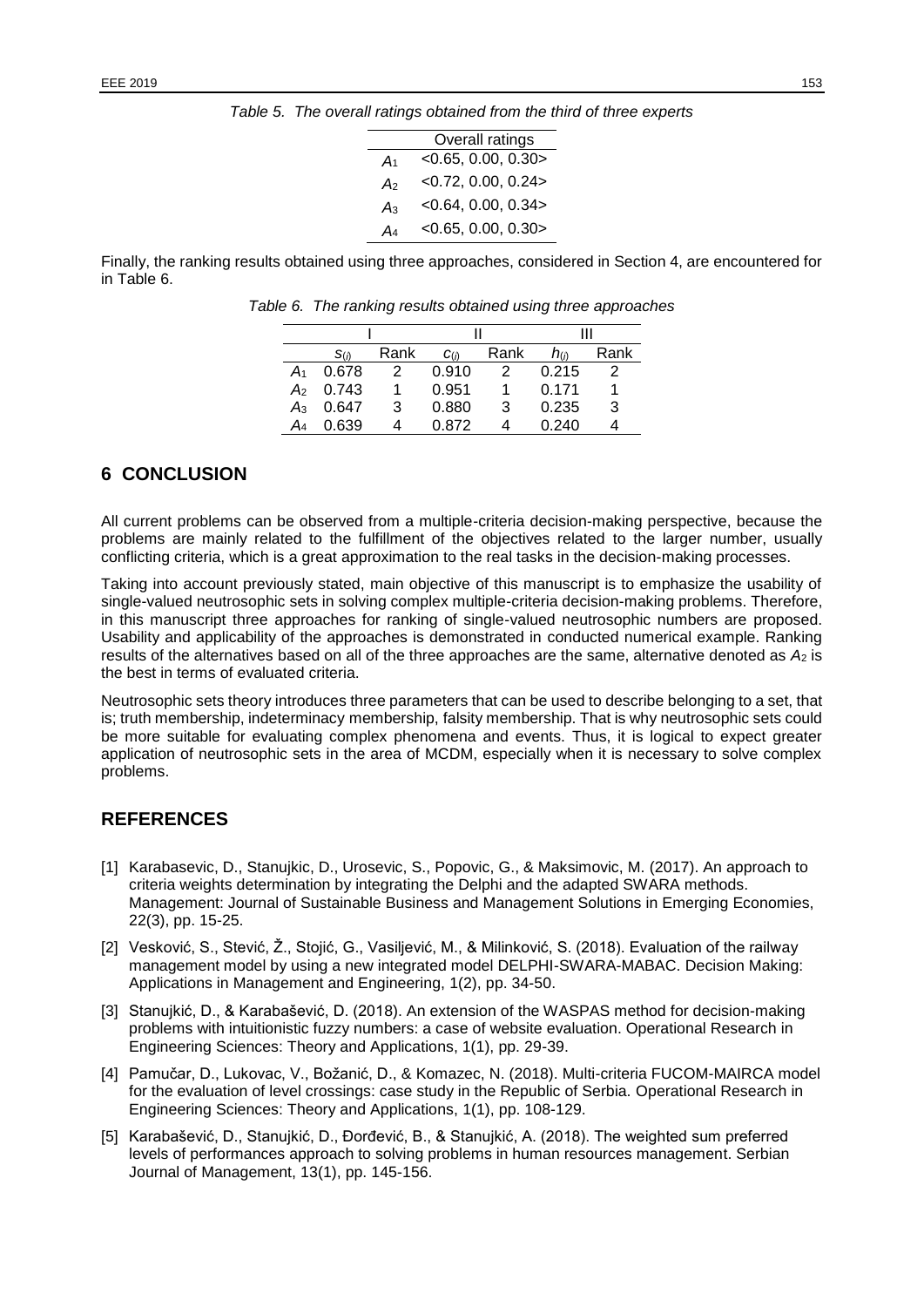*Table 5. The overall ratings obtained from the third of three experts*

| | Overall ratings |
|---|---|
| $A_1$ | <0.65, 0.00, 0.30> |
| $A_2$ | <0.72, 0.00, 0.24> |
| $A_3$ | <0.64, 0.00, 0.34> |
| $A_4$ | <0.65, 0.00, 0.30> |

Finally, the ranking results obtained using three approaches, considered in Section 4, are encountered for in Table 6.

*Table 6. The ranking results obtained using three approaches*

| | I | | II | | III | |
|---|---|---|---|---|---|---|
| | $S_{(i)}$ | Rank | $c_{(i)}$ | Rank | $h_{(i)}$ | Rank |
| $A_1$ | 0.678 | 2 | 0.910 | 2 | 0.215 | 2 |
| $A_2$ | 0.743 | 1 | 0.951 | 1 | 0.171 | 1 |
| $A_3$ | 0.647 | 3 | 0.880 | 3 | 0.235 | 3 |
| $A_4$ | 0.639 | 4 | 0.872 | 4 | 0.240 | 4 |

## 6 CONCLUSION

All current problems can be observed from a multiple-criteria decision-making perspective, because the problems are mainly related to the fulfillment of the objectives related to the larger number, usually conflicting criteria, which is a great approximation to the real tasks in the decision-making processes.

Taking into account previously stated, main objective of this manuscript is to emphasize the usability of single-valued neutrosophic sets in solving complex multiple-criteria decision-making problems. Therefore, in this manuscript three approaches for ranking of single-valued neutrosophic numbers are proposed. Usability and applicability of the approaches is demonstrated in conducted numerical example. Ranking results of the alternatives based on all of the three approaches are the same, alternative denoted as $A_2$ is the best in terms of evaluated criteria.

Neutrosophic sets theory introduces three parameters that can be used to describe belonging to a set, that is; truth membership, indeterminacy membership, falsity membership. That is why neutrosophic sets could be more suitable for evaluating complex phenomena and events. Thus, it is logical to expect greater application of neutrosophic sets in the area of MCDM, especially when it is necessary to solve complex problems.

## REFERENCES

[1] Karabasevic, D., Stanujkic, D., Urosevic, S., Popovic, G., & Maksimovic, M. (2017). An approach to criteria weights determination by integrating the Delphi and the adapted SWARA methods. Management: Journal of Sustainable Business and Management Solutions in Emerging Economies, 22(3), pp. 15-25.

[2] Vesković, S., Stević, Ž., Stojić, G., Vasiljević, M., & Milinković, S. (2018). Evaluation of the railway management model by using a new integrated model DELPHI-SWARA-MABAC. Decision Making: Applications in Management and Engineering, 1(2), pp. 34-50.

[3] Stanujkić, D., & Karabašević, D. (2018). An extension of the WASPAS method for decision-making problems with intuitionistic fuzzy numbers: a case of website evaluation. Operational Research in Engineering Sciences: Theory and Applications, 1(1), pp. 29-39.

[4] Pamučar, D., Lukovac, V., Božanić, D., & Komazec, N. (2018). Multi-criteria FUCOM-MAIRCA model for the evaluation of level crossings: case study in the Republic of Serbia. Operational Research in Engineering Sciences: Theory and Applications, 1(1), pp. 108-129.

[5] Karabašević, D., Stanujkić, D., Đorđević, B., & Stanujkić, A. (2018). The weighted sum preferred levels of performances approach to solving problems in human resources management. Serbian Journal of Management, 13(1), pp. 145-156.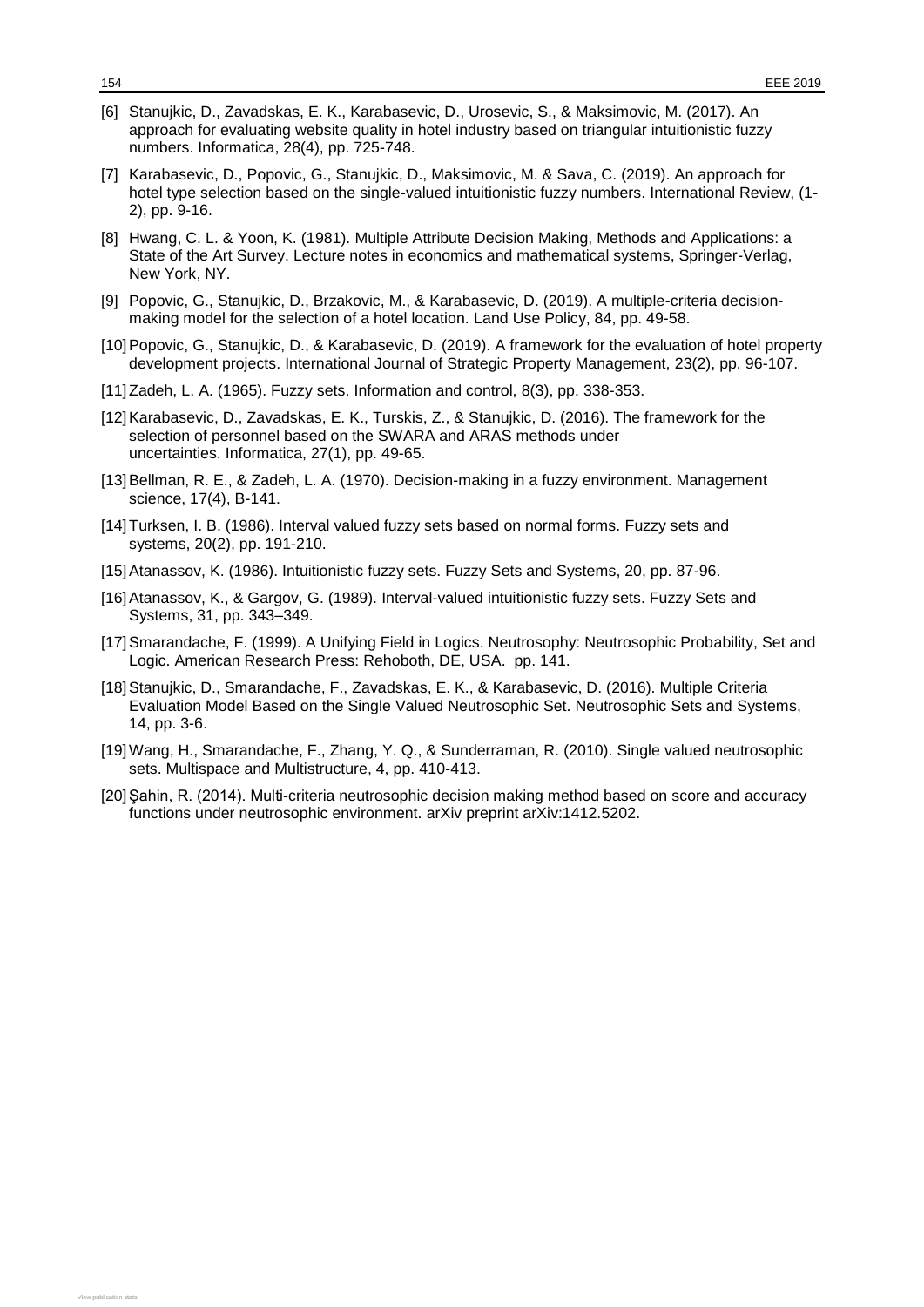[6] Stanujkic, D., Zavadskas, E. K., Karabasevic, D., Urosevic, S., & Maksimovic, M. (2017). An approach for evaluating website quality in hotel industry based on triangular intuitionistic fuzzy numbers. Informatica, 28(4), pp. 725-748.

[7] Karabasevic, D., Popovic, G., Stanujkic, D., Maksimovic, M. & Sava, C. (2019). An approach for hotel type selection based on the single-valued intuitionistic fuzzy numbers. International Review, (1-2), pp. 9-16.

[8] Hwang, C. L. & Yoon, K. (1981). Multiple Attribute Decision Making, Methods and Applications: a State of the Art Survey. Lecture notes in economics and mathematical systems, Springer-Verlag, New York, NY.

[9] Popovic, G., Stanujkic, D., Brzakovic, M., & Karabasevic, D. (2019). A multiple-criteria decision-making model for the selection of a hotel location. Land Use Policy, 84, pp. 49-58.

[10] Popovic, G., Stanujkic, D., & Karabasevic, D. (2019). A framework for the evaluation of hotel property development projects. International Journal of Strategic Property Management, 23(2), pp. 96-107.

[11] Zadeh, L. A. (1965). Fuzzy sets. Information and control, 8(3), pp. 338-353.

[12] Karabasevic, D., Zavadskas, E. K., Turskis, Z., & Stanujkic, D. (2016). The framework for the selection of personnel based on the SWARA and ARAS methods under uncertainties. Informatica, 27(1), pp. 49-65.

[13] Bellman, R. E., & Zadeh, L. A. (1970). Decision-making in a fuzzy environment. Management science, 17(4), B-141.

[14] Turksen, I. B. (1986). Interval valued fuzzy sets based on normal forms. Fuzzy sets and systems, 20(2), pp. 191-210.

[15] Atanassov, K. (1986). Intuitionistic fuzzy sets. Fuzzy Sets and Systems, 20, pp. 87-96.

[16] Atanassov, K., & Gargov, G. (1989). Interval-valued intuitionistic fuzzy sets. Fuzzy Sets and Systems, 31, pp. 343–349.

[17] Smarandache, F. (1999). A Unifying Field in Logics. Neutrosophy: Neutrosophic Probability, Set and Logic. American Research Press: Rehoboth, DE, USA. pp. 141.

[18] Stanujkic, D., Smarandache, F., Zavadskas, E. K., & Karabasevic, D. (2016). Multiple Criteria Evaluation Model Based on the Single Valued Neutrosophic Set. Neutrosophic Sets and Systems, 14, pp. 3-6.

[19] Wang, H., Smarandache, F., Zhang, Y. Q., & Sunderraman, R. (2010). Single valued neutrosophic sets. Multispace and Multistructure, 4, pp. 410-413.

[20] Şahin, R. (2014). Multi-criteria neutrosophic decision making method based on score and accuracy functions under neutrosophic environment. arXiv preprint arXiv:1412.5202.